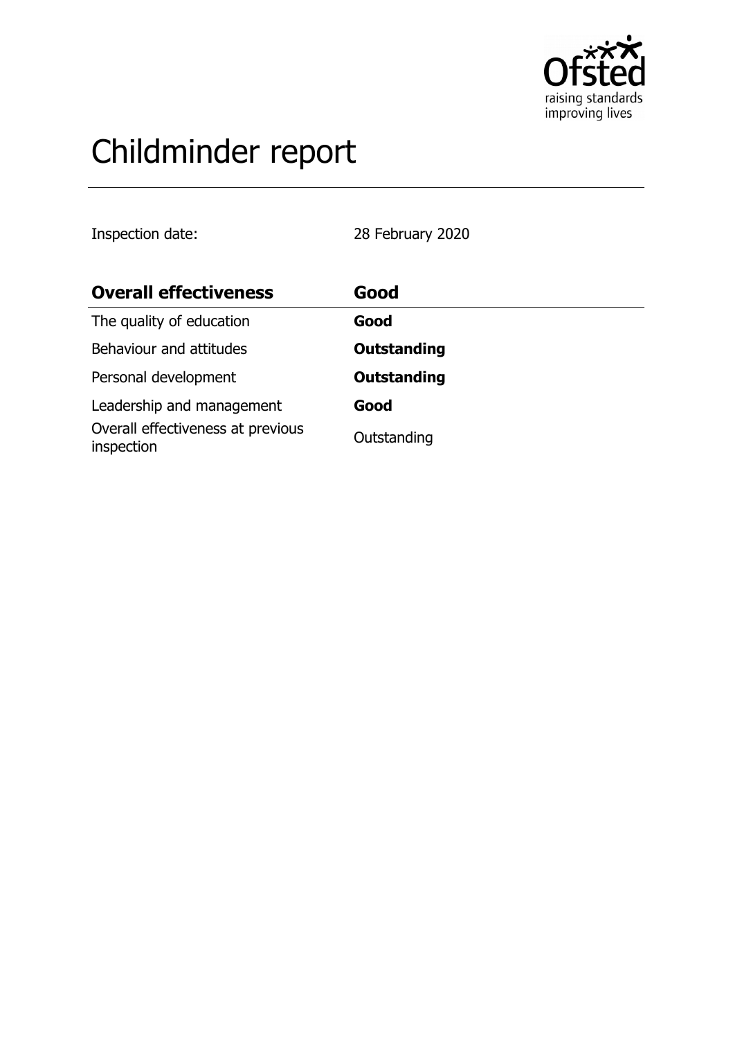# Childminder report

Inspection date: 28 February 2020

| **Overall effectiveness** | **Good** |
| --- | --- |
| The quality of education | **Good** |
| Behaviour and attitudes | **Outstanding** |
| Personal development | **Outstanding** |
| Leadership and management | **Good** |
| Overall effectiveness at previous inspection | Outstanding |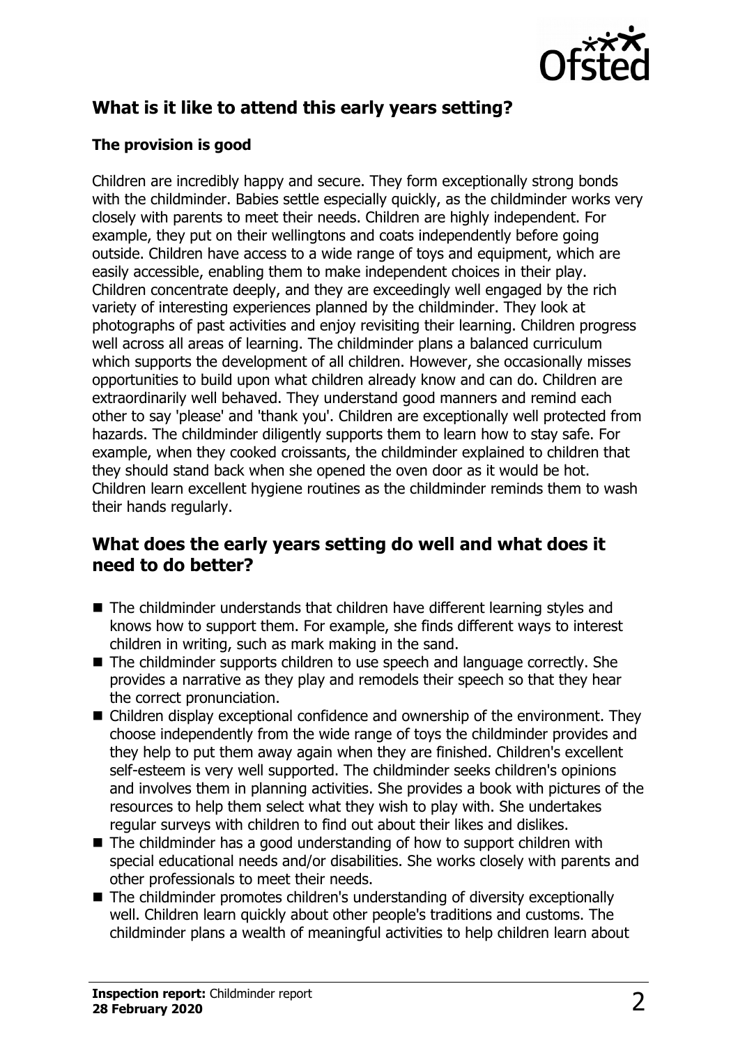## What is it like to attend this early years setting?

### The provision is good

Children are incredibly happy and secure. They form exceptionally strong bonds with the childminder. Babies settle especially quickly, as the childminder works very closely with parents to meet their needs. Children are highly independent. For example, they put on their wellingtons and coats independently before going outside. Children have access to a wide range of toys and equipment, which are easily accessible, enabling them to make independent choices in their play. Children concentrate deeply, and they are exceedingly well engaged by the rich variety of interesting experiences planned by the childminder. They look at photographs of past activities and enjoy revisiting their learning. Children progress well across all areas of learning. The childminder plans a balanced curriculum which supports the development of all children. However, she occasionally misses opportunities to build upon what children already know and can do. Children are extraordinarily well behaved. They understand good manners and remind each other to say 'please' and 'thank you'. Children are exceptionally well protected from hazards. The childminder diligently supports them to learn how to stay safe. For example, when they cooked croissants, the childminder explained to children that they should stand back when she opened the oven door as it would be hot. Children learn excellent hygiene routines as the childminder reminds them to wash their hands regularly.

## What does the early years setting do well and what does it need to do better?

- The childminder understands that children have different learning styles and knows how to support them. For example, she finds different ways to interest children in writing, such as mark making in the sand.
- The childminder supports children to use speech and language correctly. She provides a narrative as they play and remodels their speech so that they hear the correct pronunciation.
- Children display exceptional confidence and ownership of the environment. They choose independently from the wide range of toys the childminder provides and they help to put them away again when they are finished. Children's excellent self-esteem is very well supported. The childminder seeks children's opinions and involves them in planning activities. She provides a book with pictures of the resources to help them select what they wish to play with. She undertakes regular surveys with children to find out about their likes and dislikes.
- The childminder has a good understanding of how to support children with special educational needs and/or disabilities. She works closely with parents and other professionals to meet their needs.
- The childminder promotes children's understanding of diversity exceptionally well. Children learn quickly about other people's traditions and customs. The childminder plans a wealth of meaningful activities to help children learn about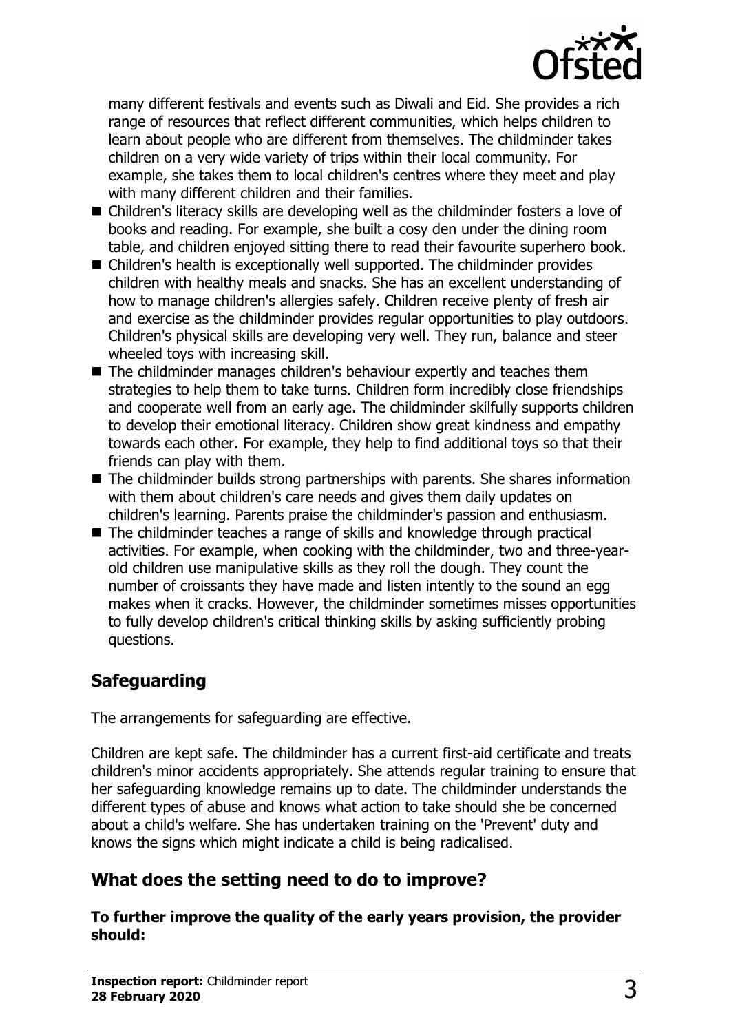many different festivals and events such as Diwali and Eid. She provides a rich range of resources that reflect different communities, which helps children to learn about people who are different from themselves. The childminder takes children on a very wide variety of trips within their local community. For example, she takes them to local children's centres where they meet and play with many different children and their families.

- Children's literacy skills are developing well as the childminder fosters a love of books and reading. For example, she built a cosy den under the dining room table, and children enjoyed sitting there to read their favourite superhero book.
- Children's health is exceptionally well supported. The childminder provides children with healthy meals and snacks. She has an excellent understanding of how to manage children's allergies safely. Children receive plenty of fresh air and exercise as the childminder provides regular opportunities to play outdoors. Children's physical skills are developing very well. They run, balance and steer wheeled toys with increasing skill.
- The childminder manages children's behaviour expertly and teaches them strategies to help them to take turns. Children form incredibly close friendships and cooperate well from an early age. The childminder skilfully supports children to develop their emotional literacy. Children show great kindness and empathy towards each other. For example, they help to find additional toys so that their friends can play with them.
- The childminder builds strong partnerships with parents. She shares information with them about children's care needs and gives them daily updates on children's learning. Parents praise the childminder's passion and enthusiasm.
- The childminder teaches a range of skills and knowledge through practical activities. For example, when cooking with the childminder, two and three-year-old children use manipulative skills as they roll the dough. They count the number of croissants they have made and listen intently to the sound an egg makes when it cracks. However, the childminder sometimes misses opportunities to fully develop children's critical thinking skills by asking sufficiently probing questions.

## Safeguarding

The arrangements for safeguarding are effective.

Children are kept safe. The childminder has a current first-aid certificate and treats children's minor accidents appropriately. She attends regular training to ensure that her safeguarding knowledge remains up to date. The childminder understands the different types of abuse and knows what action to take should she be concerned about a child's welfare. She has undertaken training on the 'Prevent' duty and knows the signs which might indicate a child is being radicalised.

## What does the setting need to do to improve?

**To further improve the quality of the early years provision, the provider should:**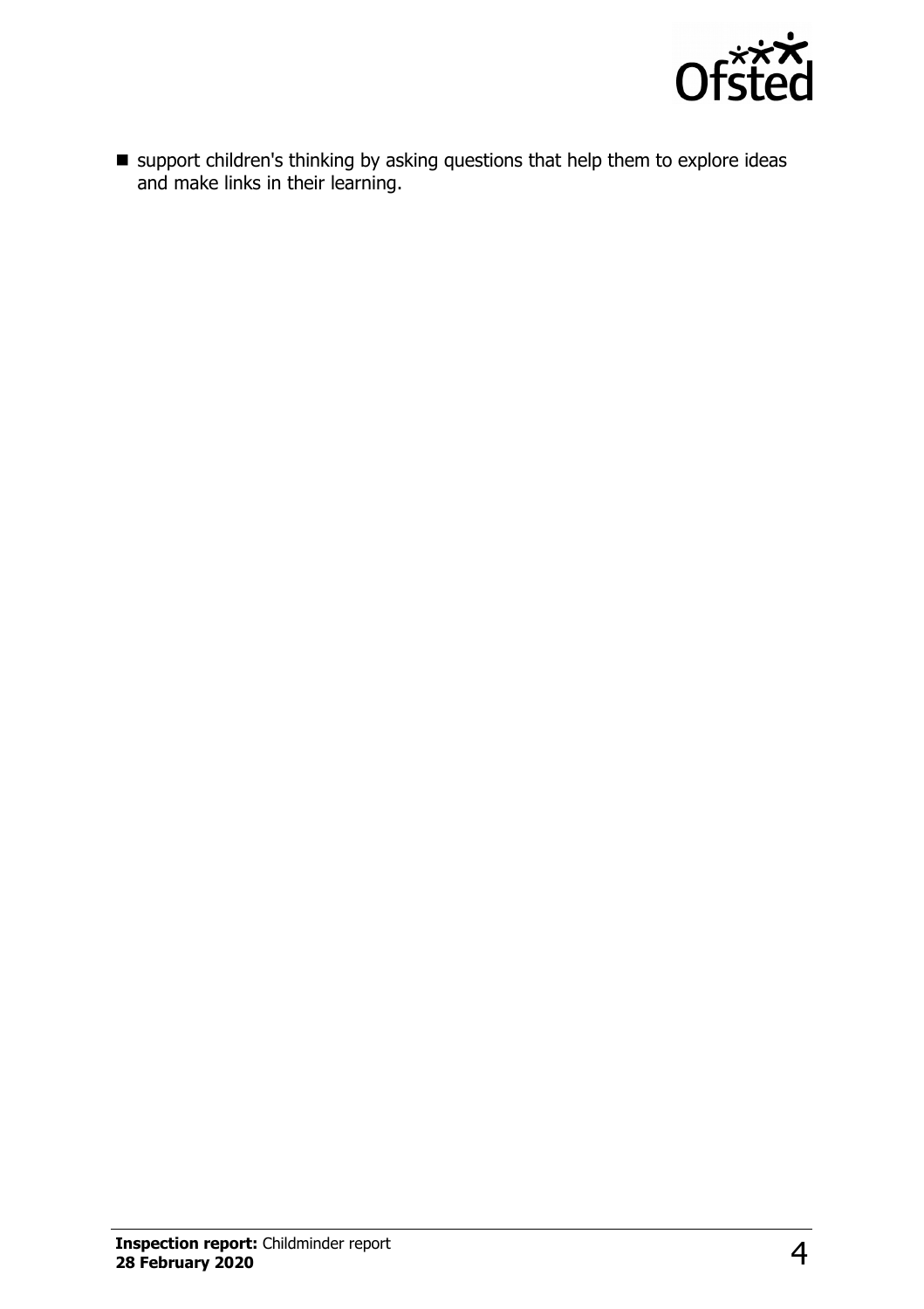- support children's thinking by asking questions that help them to explore ideas and make links in their learning.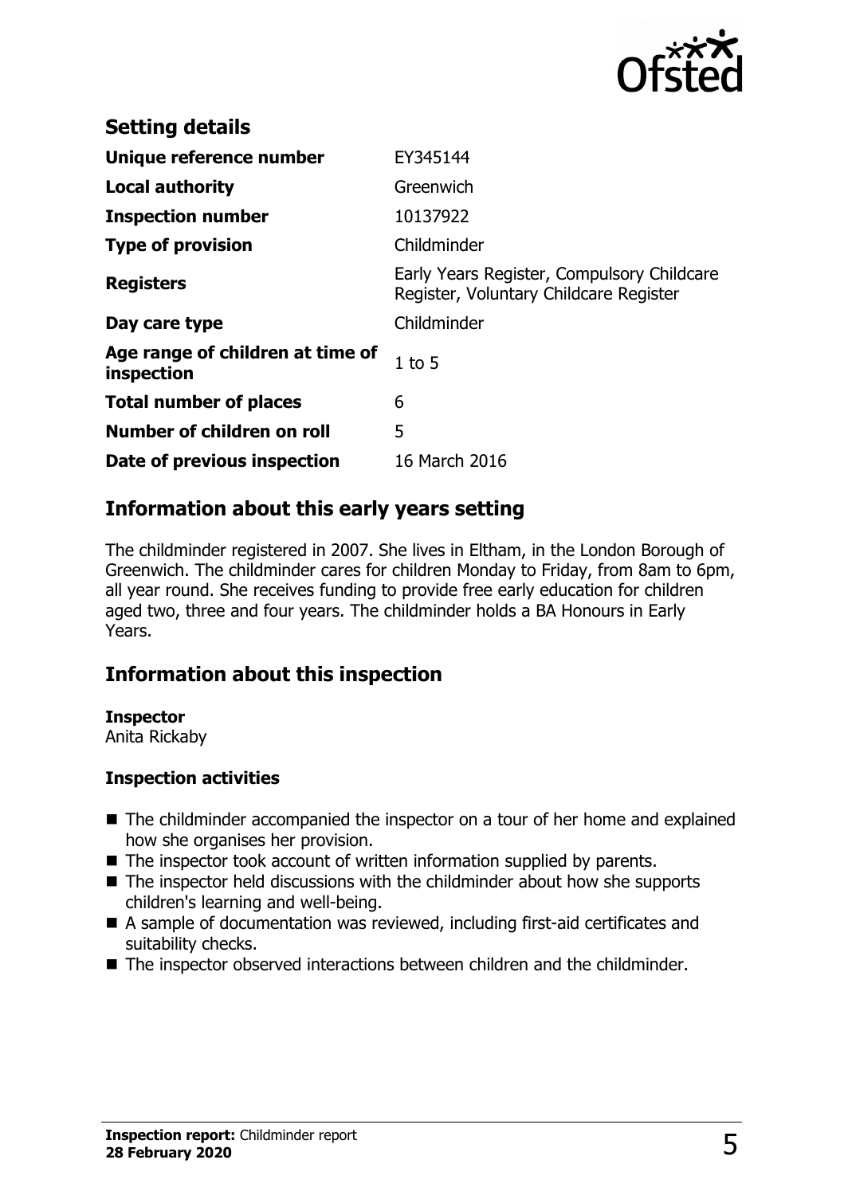## Setting details

| | |
|---|---|
| **Unique reference number** | EY345144 |
| **Local authority** | Greenwich |
| **Inspection number** | 10137922 |
| **Type of provision** | Childminder |
| **Registers** | Early Years Register, Compulsory Childcare Register, Voluntary Childcare Register |
| **Day care type** | Childminder |
| **Age range of children at time of inspection** | 1 to 5 |
| **Total number of places** | 6 |
| **Number of children on roll** | 5 |
| **Date of previous inspection** | 16 March 2016 |

## Information about this early years setting

The childminder registered in 2007. She lives in Eltham, in the London Borough of Greenwich. The childminder cares for children Monday to Friday, from 8am to 6pm, all year round. She receives funding to provide free early education for children aged two, three and four years. The childminder holds a BA Honours in Early Years.

## Information about this inspection

**Inspector**
Anita Rickaby

**Inspection activities**

- The childminder accompanied the inspector on a tour of her home and explained how she organises her provision.
- The inspector took account of written information supplied by parents.
- The inspector held discussions with the childminder about how she supports children's learning and well-being.
- A sample of documentation was reviewed, including first-aid certificates and suitability checks.
- The inspector observed interactions between children and the childminder.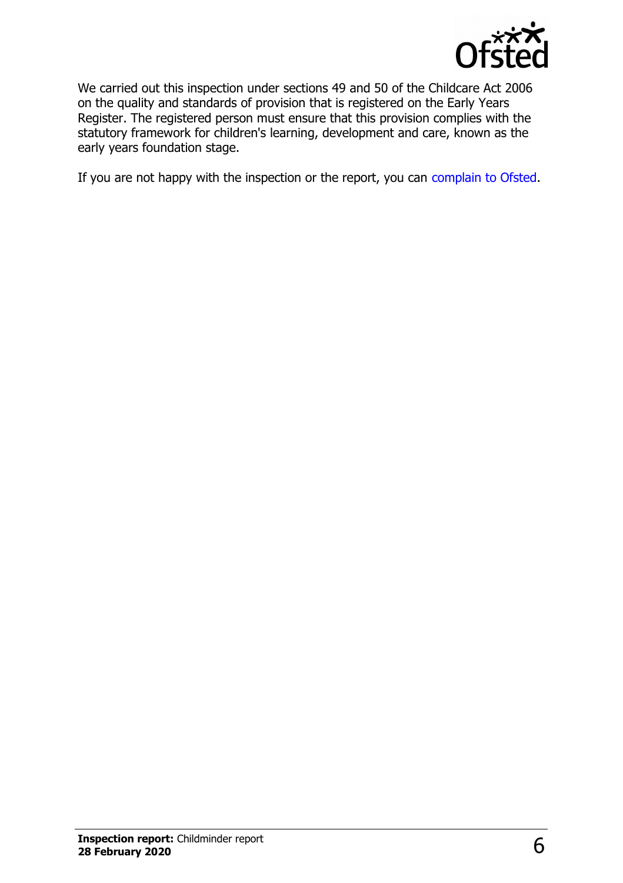We carried out this inspection under sections 49 and 50 of the Childcare Act 2006 on the quality and standards of provision that is registered on the Early Years Register. The registered person must ensure that this provision complies with the statutory framework for children's learning, development and care, known as the early years foundation stage.

If you are not happy with the inspection or the report, you can complain to Ofsted.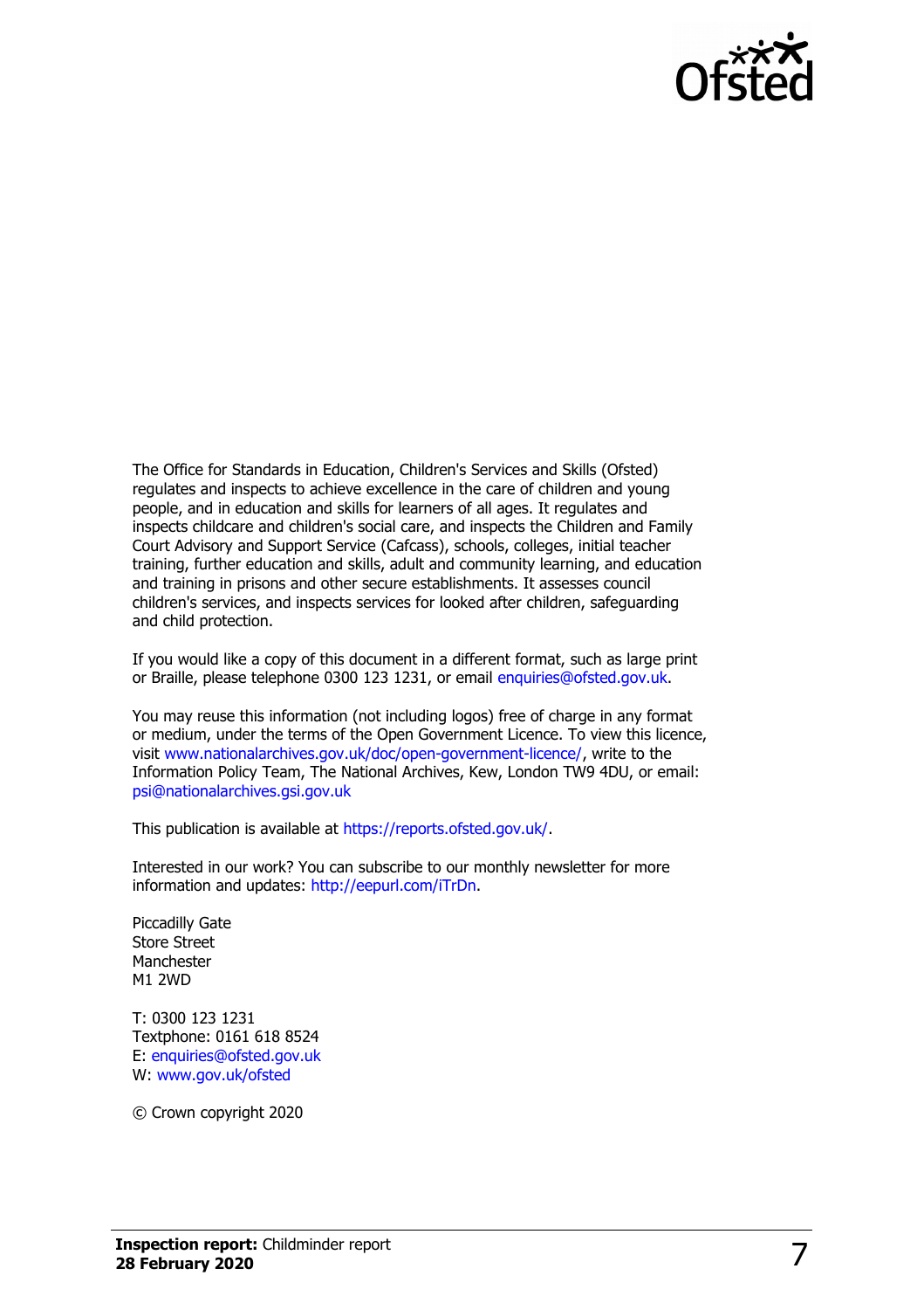The Office for Standards in Education, Children's Services and Skills (Ofsted) regulates and inspects to achieve excellence in the care of children and young people, and in education and skills for learners of all ages. It regulates and inspects childcare and children's social care, and inspects the Children and Family Court Advisory and Support Service (Cafcass), schools, colleges, initial teacher training, further education and skills, adult and community learning, and education and training in prisons and other secure establishments. It assesses council children's services, and inspects services for looked after children, safeguarding and child protection.

If you would like a copy of this document in a different format, such as large print or Braille, please telephone 0300 123 1231, or email enquiries@ofsted.gov.uk.

You may reuse this information (not including logos) free of charge in any format or medium, under the terms of the Open Government Licence. To view this licence, visit www.nationalarchives.gov.uk/doc/open-government-licence/, write to the Information Policy Team, The National Archives, Kew, London TW9 4DU, or email: psi@nationalarchives.gsi.gov.uk

This publication is available at https://reports.ofsted.gov.uk/.

Interested in our work? You can subscribe to our monthly newsletter for more information and updates: http://eepurl.com/iTrDn.

Piccadilly Gate
Store Street
Manchester
M1 2WD

T: 0300 123 1231
Textphone: 0161 618 8524
E: enquiries@ofsted.gov.uk
W: www.gov.uk/ofsted

© Crown copyright 2020